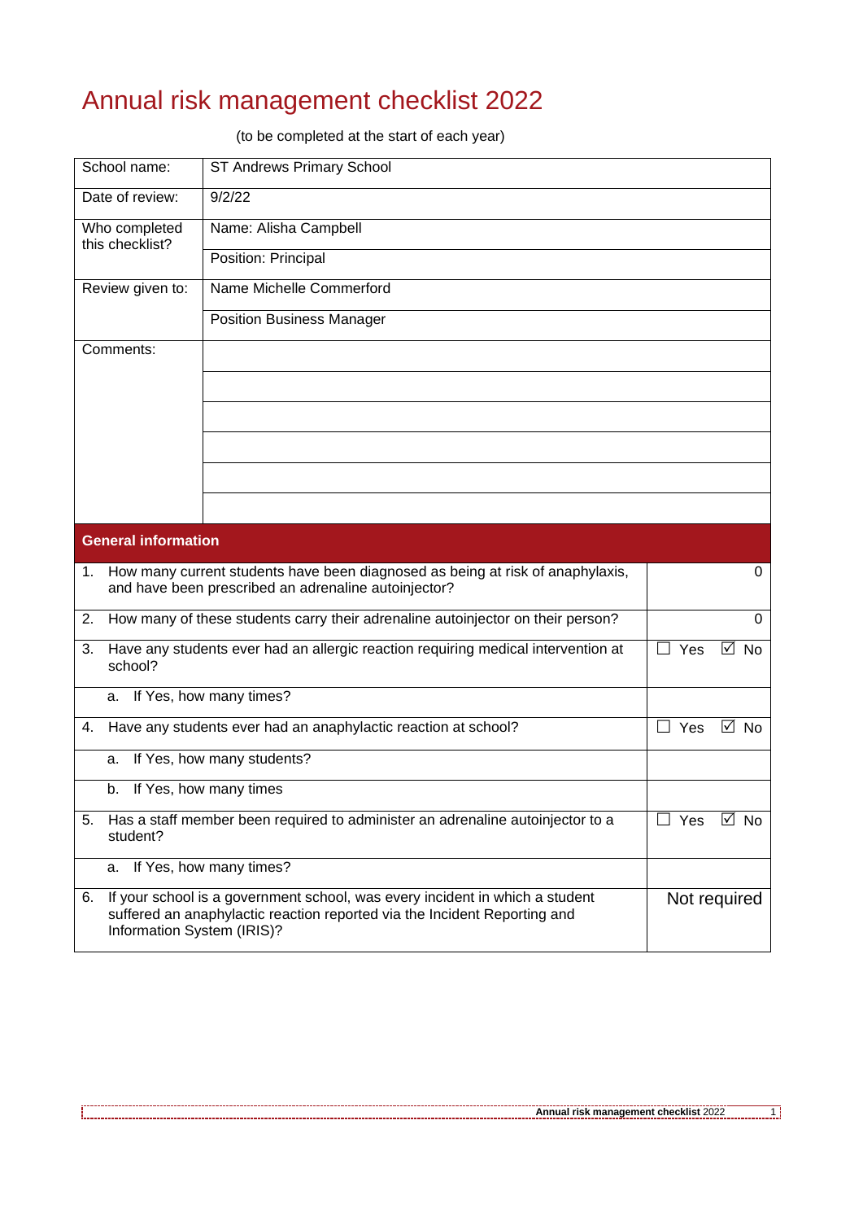# Annual risk management checklist 2022

(to be completed at the start of each year)

| | |
|---|---|
| School name: | ST Andrews Primary School |
| Date of review: | 9/2/22 |
| Who completed this checklist? | Name: Alisha Campbell |
| | Position: Principal |
| Review given to: | Name Michelle Commerford |
| | Position Business Manager |
| Comments: | |
| | |
| | |
| | |
| | |
| | |

| **General information** | |
|---|---|
| 1. How many current students have been diagnosed as being at risk of anaphylaxis, and have been prescribed an adrenaline autoinjector? | 0 |
| 2. How many of these students carry their adrenaline autoinjector on their person? | 0 |
| 3. Have any students ever had an allergic reaction requiring medical intervention at school? | ☐ Yes ☑ No |
| a. If Yes, how many times? | |
| 4. Have any students ever had an anaphylactic reaction at school? | ☐ Yes ☑ No |
| a. If Yes, how many students? | |
| b. If Yes, how many times | |
| 5. Has a staff member been required to administer an adrenaline autoinjector to a student? | ☐ Yes ☑ No |
| a. If Yes, how many times? | |
| 6. If your school is a government school, was every incident in which a student suffered an anaphylactic reaction reported via the Incident Reporting and Information System (IRIS)? | Not required |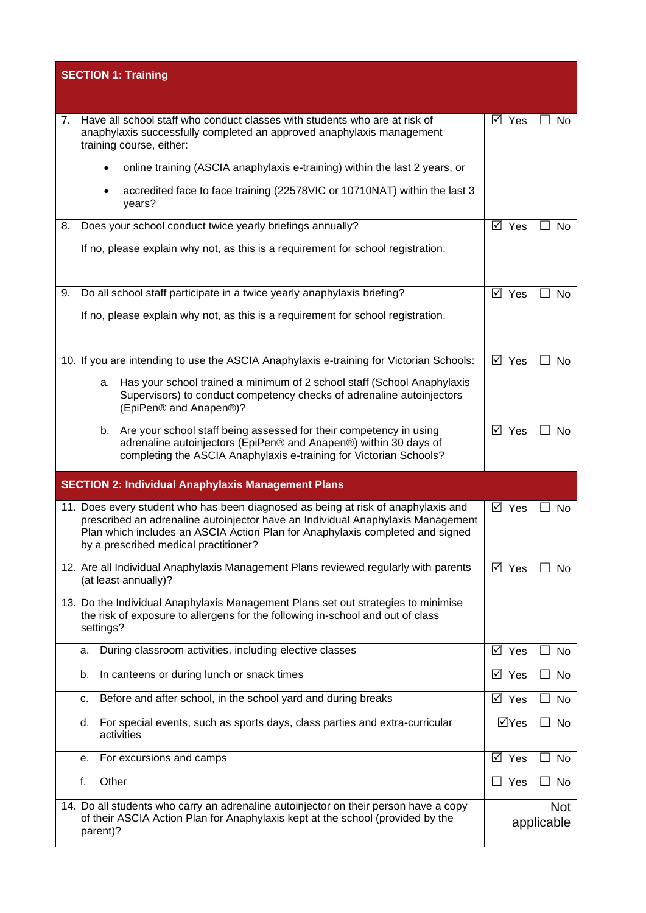| **SECTION 1: Training** | |
|---|---|
| 7. Have all school staff who conduct classes with students who are at risk of anaphylaxis successfully completed an approved anaphylaxis management training course, either:<br>• online training (ASCIA anaphylaxis e-training) within the last 2 years, or<br>• accredited face to face training (22578VIC or 10710NAT) within the last 3 years? | ☑ Yes ☐ No |
| 8. Does your school conduct twice yearly briefings annually?<br>If no, please explain why not, as this is a requirement for school registration. | ☑ Yes ☐ No |
| 9. Do all school staff participate in a twice yearly anaphylaxis briefing?<br>If no, please explain why not, as this is a requirement for school registration. | ☑ Yes ☐ No |
| 10. If you are intending to use the ASCIA Anaphylaxis e-training for Victorian Schools:<br>a. Has your school trained a minimum of 2 school staff (School Anaphylaxis Supervisors) to conduct competency checks of adrenaline autoinjectors (EpiPen® and Anapen®)? | ☑ Yes ☐ No |
| b. Are your school staff being assessed for their competency in using adrenaline autoinjectors (EpiPen® and Anapen®) within 30 days of completing the ASCIA Anaphylaxis e-training for Victorian Schools? | ☑ Yes ☐ No |
| **SECTION 2: Individual Anaphylaxis Management Plans** | |
| 11. Does every student who has been diagnosed as being at risk of anaphylaxis and prescribed an adrenaline autoinjector have an Individual Anaphylaxis Management Plan which includes an ASCIA Action Plan for Anaphylaxis completed and signed by a prescribed medical practitioner? | ☑ Yes ☐ No |
| 12. Are all Individual Anaphylaxis Management Plans reviewed regularly with parents (at least annually)? | ☑ Yes ☐ No |
| 13. Do the Individual Anaphylaxis Management Plans set out strategies to minimise the risk of exposure to allergens for the following in-school and out of class settings? | |
| a. During classroom activities, including elective classes | ☑ Yes ☐ No |
| b. In canteens or during lunch or snack times | ☑ Yes ☐ No |
| c. Before and after school, in the school yard and during breaks | ☑ Yes ☐ No |
| d. For special events, such as sports days, class parties and extra-curricular activities | ☑Yes ☐ No |
| e. For excursions and camps | ☑ Yes ☐ No |
| f. Other | ☐ Yes ☐ No |
| 14. Do all students who carry an adrenaline autoinjector on their person have a copy of their ASCIA Action Plan for Anaphylaxis kept at the school (provided by the parent)? | Not applicable |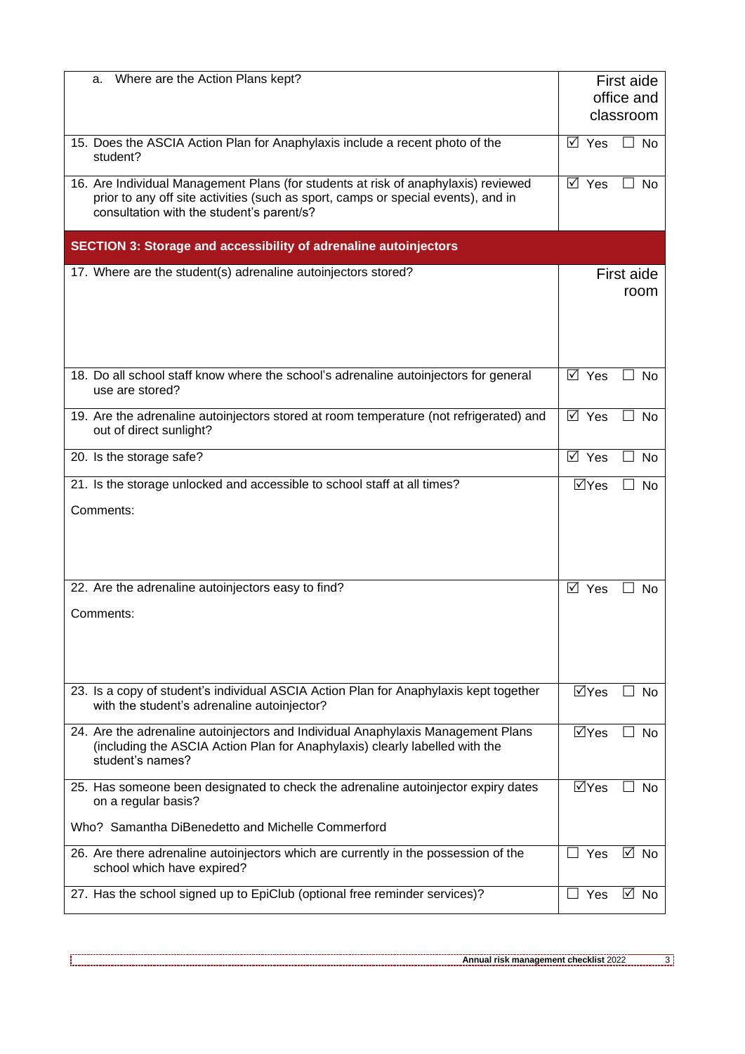| | |
|---|---|
| a. Where are the Action Plans kept? | First aide office and classroom |
| 15. Does the ASCIA Action Plan for Anaphylaxis include a recent photo of the student? | ☑ Yes ☐ No |
| 16. Are Individual Management Plans (for students at risk of anaphylaxis) reviewed prior to any off site activities (such as sport, camps or special events), and in consultation with the student's parent/s? | ☑ Yes ☐ No |
| **SECTION 3: Storage and accessibility of adrenaline autoinjectors** | |
| 17. Where are the student(s) adrenaline autoinjectors stored? | First aide room |
| 18. Do all school staff know where the school's adrenaline autoinjectors for general use are stored? | ☑ Yes ☐ No |
| 19. Are the adrenaline autoinjectors stored at room temperature (not refrigerated) and out of direct sunlight? | ☑ Yes ☐ No |
| 20. Is the storage safe? | ☑ Yes ☐ No |
| 21. Is the storage unlocked and accessible to school staff at all times?<br><br>Comments: | ☑ Yes ☐ No |
| 22. Are the adrenaline autoinjectors easy to find?<br><br>Comments: | ☑ Yes ☐ No |
| 23. Is a copy of student's individual ASCIA Action Plan for Anaphylaxis kept together with the student's adrenaline autoinjector? | ☑ Yes ☐ No |
| 24. Are the adrenaline autoinjectors and Individual Anaphylaxis Management Plans (including the ASCIA Action Plan for Anaphylaxis) clearly labelled with the student's names? | ☑ Yes ☐ No |
| 25. Has someone been designated to check the adrenaline autoinjector expiry dates on a regular basis?<br><br>Who? Samantha DiBenedetto and Michelle Commerford | ☑ Yes ☐ No |
| 26. Are there adrenaline autoinjectors which are currently in the possession of the school which have expired? | ☐ Yes ☑ No |
| 27. Has the school signed up to EpiClub (optional free reminder services)? | ☐ Yes ☑ No |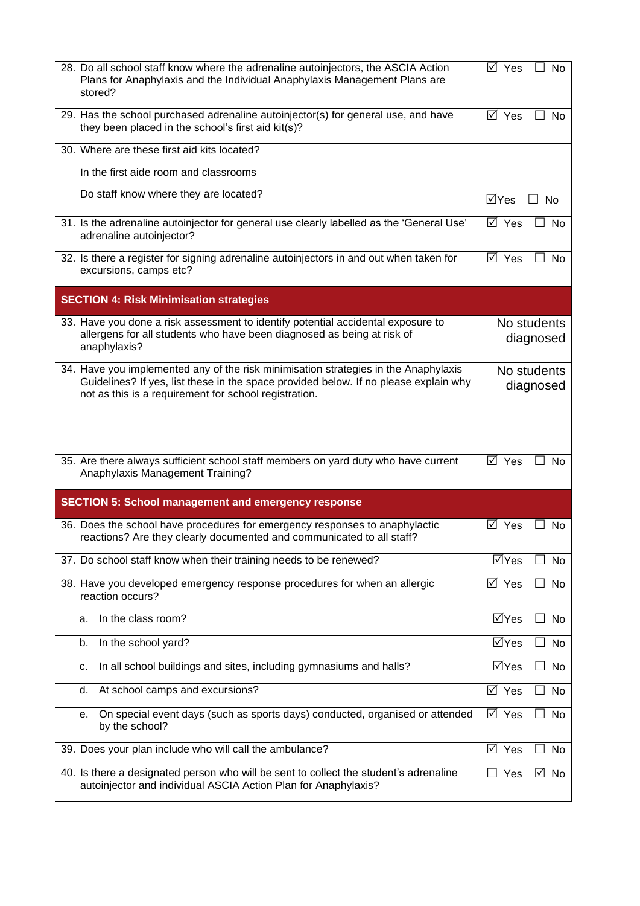| Question | Response |
|---|---|
| 28. Do all school staff know where the adrenaline autoinjectors, the ASCIA Action Plans for Anaphylaxis and the Individual Anaphylaxis Management Plans are stored? | ☑ Yes ☐ No |
| 29. Has the school purchased adrenaline autoinjector(s) for general use, and have they been placed in the school's first aid kit(s)? | ☑ Yes ☐ No |
| 30. Where are these first aid kits located?<br><br>In the first aide room and classrooms<br><br>Do staff know where they are located? | ☑Yes ☐ No |
| 31. Is the adrenaline autoinjector for general use clearly labelled as the 'General Use' adrenaline autoinjector? | ☑ Yes ☐ No |
| 32. Is there a register for signing adrenaline autoinjectors in and out when taken for excursions, camps etc? | ☑ Yes ☐ No |
| **SECTION 4: Risk Minimisation strategies** | |
| 33. Have you done a risk assessment to identify potential accidental exposure to allergens for all students who have been diagnosed as being at risk of anaphylaxis? | No students diagnosed |
| 34. Have you implemented any of the risk minimisation strategies in the Anaphylaxis Guidelines? If yes, list these in the space provided below. If no please explain why not as this is a requirement for school registration. | No students diagnosed |
| 35. Are there always sufficient school staff members on yard duty who have current Anaphylaxis Management Training? | ☑ Yes ☐ No |
| **SECTION 5: School management and emergency response** | |
| 36. Does the school have procedures for emergency responses to anaphylactic reactions? Are they clearly documented and communicated to all staff? | ☑ Yes ☐ No |
| 37. Do school staff know when their training needs to be renewed? | ☑Yes ☐ No |
| 38. Have you developed emergency response procedures for when an allergic reaction occurs? | ☑ Yes ☐ No |
| a. In the class room? | ☑Yes ☐ No |
| b. In the school yard? | ☑Yes ☐ No |
| c. In all school buildings and sites, including gymnasiums and halls? | ☑Yes ☐ No |
| d. At school camps and excursions? | ☑ Yes ☐ No |
| e. On special event days (such as sports days) conducted, organised or attended by the school? | ☑ Yes ☐ No |
| 39. Does your plan include who will call the ambulance? | ☑ Yes ☐ No |
| 40. Is there a designated person who will be sent to collect the student's adrenaline autoinjector and individual ASCIA Action Plan for Anaphylaxis? | ☐ Yes ☑ No |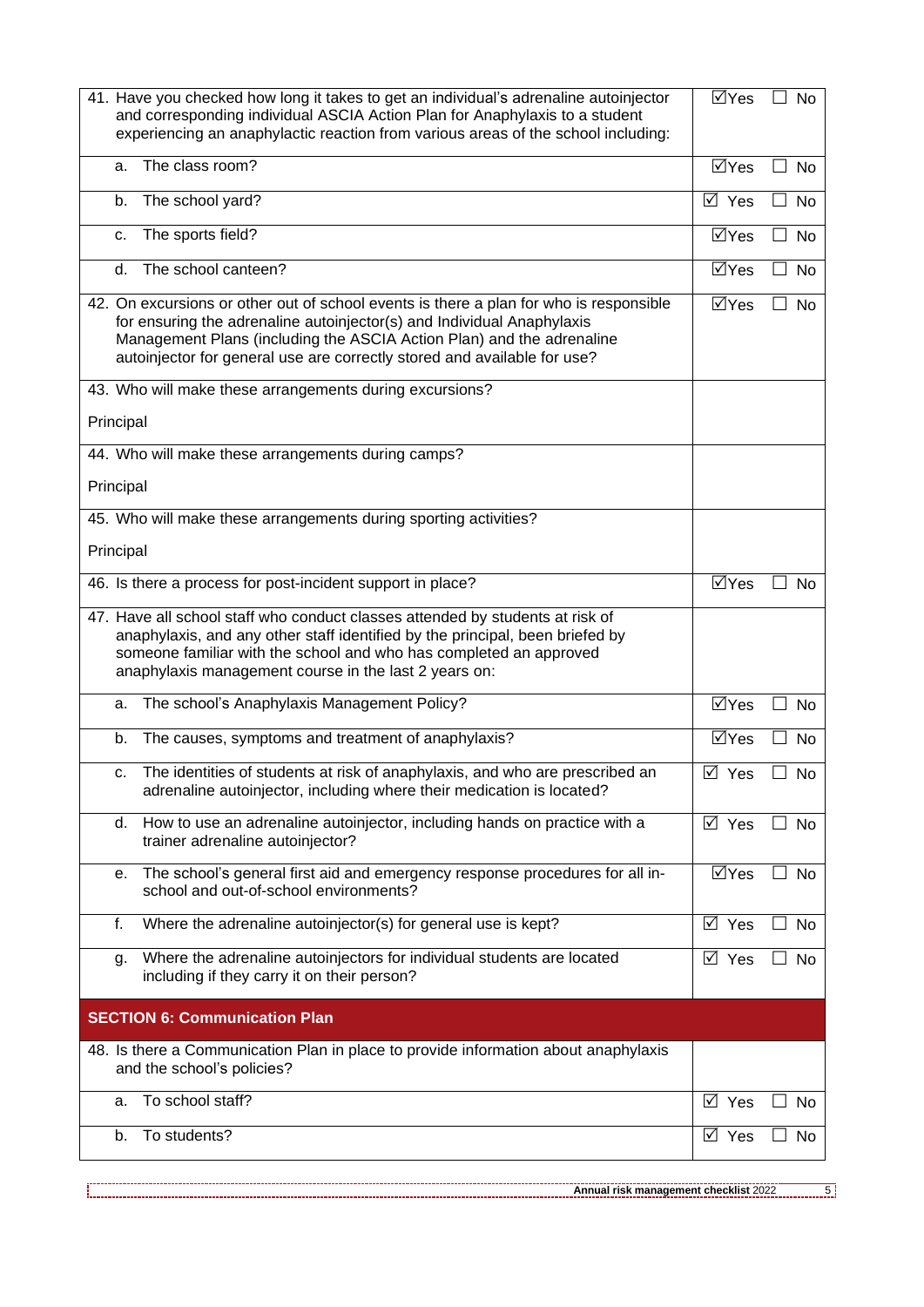| | |
|---|---|
| 41. Have you checked how long it takes to get an individual's adrenaline autoinjector and corresponding individual ASCIA Action Plan for Anaphylaxis to a student experiencing an anaphylactic reaction from various areas of the school including: | ☑Yes ☐ No |
| a. The class room? | ☑Yes ☐ No |
| b. The school yard? | ☑ Yes ☐ No |
| c. The sports field? | ☑Yes ☐ No |
| d. The school canteen? | ☑Yes ☐ No |
| 42. On excursions or other out of school events is there a plan for who is responsible for ensuring the adrenaline autoinjector(s) and Individual Anaphylaxis Management Plans (including the ASCIA Action Plan) and the adrenaline autoinjector for general use are correctly stored and available for use? | ☑Yes ☐ No |
| 43. Who will make these arrangements during excursions?<br><br>Principal | |
| 44. Who will make these arrangements during camps?<br><br>Principal | |
| 45. Who will make these arrangements during sporting activities?<br><br>Principal | |
| 46. Is there a process for post-incident support in place? | ☑Yes ☐ No |
| 47. Have all school staff who conduct classes attended by students at risk of anaphylaxis, and any other staff identified by the principal, been briefed by someone familiar with the school and who has completed an approved anaphylaxis management course in the last 2 years on: | |
| a. The school's Anaphylaxis Management Policy? | ☑Yes ☐ No |
| b. The causes, symptoms and treatment of anaphylaxis? | ☑Yes ☐ No |
| c. The identities of students at risk of anaphylaxis, and who are prescribed an adrenaline autoinjector, including where their medication is located? | ☑ Yes ☐ No |
| d. How to use an adrenaline autoinjector, including hands on practice with a trainer adrenaline autoinjector? | ☑ Yes ☐ No |
| e. The school's general first aid and emergency response procedures for all in-school and out-of-school environments? | ☑Yes ☐ No |
| f. Where the adrenaline autoinjector(s) for general use is kept? | ☑ Yes ☐ No |
| g. Where the adrenaline autoinjectors for individual students are located including if they carry it on their person? | ☑ Yes ☐ No |
| **SECTION 6: Communication Plan** | |
| 48. Is there a Communication Plan in place to provide information about anaphylaxis and the school's policies? | |
| a. To school staff? | ☑ Yes ☐ No |
| b. To students? | ☑ Yes ☐ No |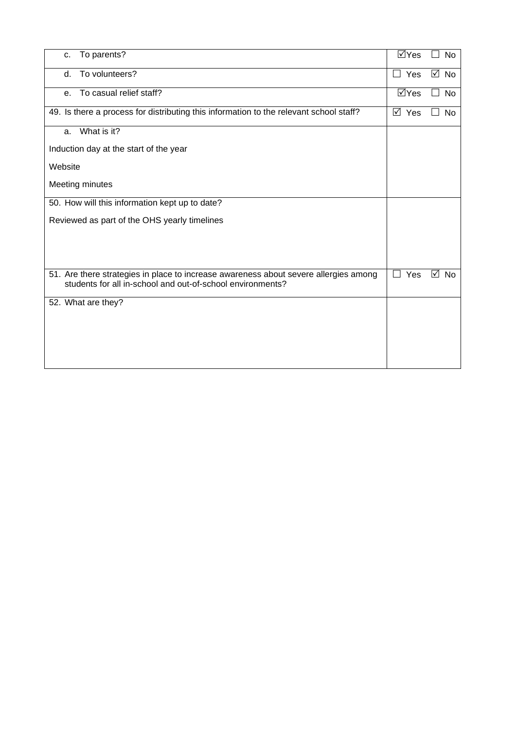| | |
|---|---|
| c. To parents? | ☑Yes ☐ No |
| d. To volunteers? | ☐ Yes ☑ No |
| e. To casual relief staff? | ☑Yes ☐ No |
| 49. Is there a process for distributing this information to the relevant school staff? | ☑ Yes ☐ No |
| a. What is it?<br><br>Induction day at the start of the year<br><br>Website<br><br>Meeting minutes | |
| 50. How will this information kept up to date?<br><br>Reviewed as part of the OHS yearly timelines | |
| 51. Are there strategies in place to increase awareness about severe allergies among students for all in-school and out-of-school environments? | ☐ Yes ☑ No |
| 52. What are they? | |